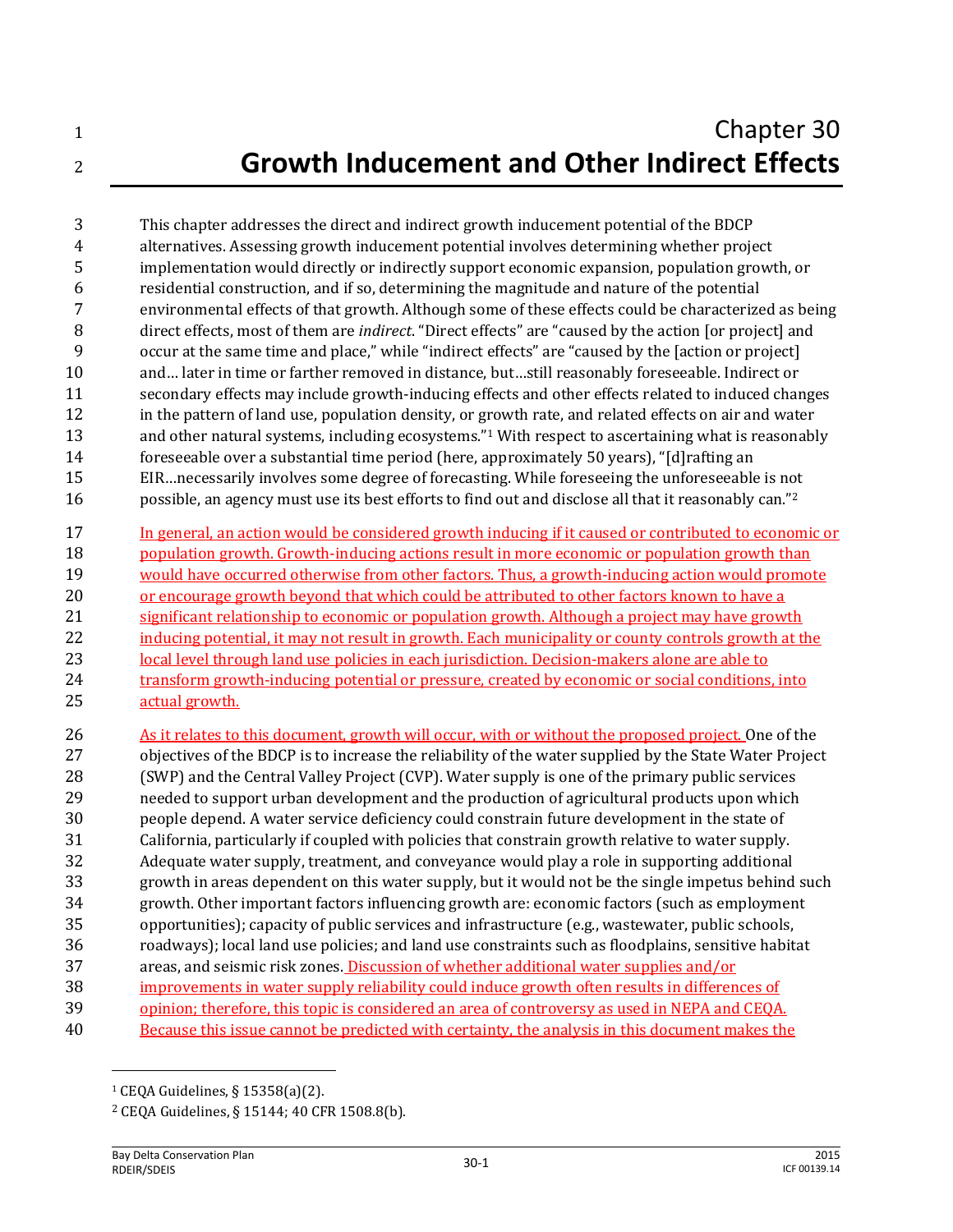# Chapter 30
# Growth Inducement and Other Indirect Effects

This chapter addresses the direct and indirect growth inducement potential of the BDCP alternatives. Assessing growth inducement potential involves determining whether project implementation would directly or indirectly support economic expansion, population growth, or residential construction, and if so, determining the magnitude and nature of the potential environmental effects of that growth. Although some of these effects could be characterized as being direct effects, most of them are *indirect*. "Direct effects" are "caused by the action [or project] and occur at the same time and place," while "indirect effects" are "caused by the [action or project] and… later in time or farther removed in distance, but…still reasonably foreseeable. Indirect or secondary effects may include growth-inducing effects and other effects related to induced changes in the pattern of land use, population density, or growth rate, and related effects on air and water and other natural systems, including ecosystems."[1] With respect to ascertaining what is reasonably foreseeable over a substantial time period (here, approximately 50 years), "[d]rafting an EIR…necessarily involves some degree of forecasting. While foreseeing the unforeseeable is not possible, an agency must use its best efforts to find out and disclose all that it reasonably can."[2]

In general, an action would be considered growth inducing if it caused or contributed to economic or population growth. Growth-inducing actions result in more economic or population growth than would have occurred otherwise from other factors. Thus, a growth-inducing action would promote or encourage growth beyond that which could be attributed to other factors known to have a significant relationship to economic or population growth. Although a project may have growth inducing potential, it may not result in growth. Each municipality or county controls growth at the local level through land use policies in each jurisdiction. Decision-makers alone are able to transform growth-inducing potential or pressure, created by economic or social conditions, into actual growth.

As it relates to this document, growth will occur, with or without the proposed project. One of the objectives of the BDCP is to increase the reliability of the water supplied by the State Water Project (SWP) and the Central Valley Project (CVP). Water supply is one of the primary public services needed to support urban development and the production of agricultural products upon which people depend. A water service deficiency could constrain future development in the state of California, particularly if coupled with policies that constrain growth relative to water supply. Adequate water supply, treatment, and conveyance would play a role in supporting additional growth in areas dependent on this water supply, but it would not be the single impetus behind such growth. Other important factors influencing growth are: economic factors (such as employment opportunities); capacity of public services and infrastructure (e.g., wastewater, public schools, roadways); local land use policies; and land use constraints such as floodplains, sensitive habitat areas, and seismic risk zones. Discussion of whether additional water supplies and/or improvements in water supply reliability could induce growth often results in differences of opinion; therefore, this topic is considered an area of controversy as used in NEPA and CEQA. Because this issue cannot be predicted with certainty, the analysis in this document makes the

---

[1] CEQA Guidelines, § 15358(a)(2).

[2] CEQA Guidelines, § 15144; 40 CFR 1508.8(b).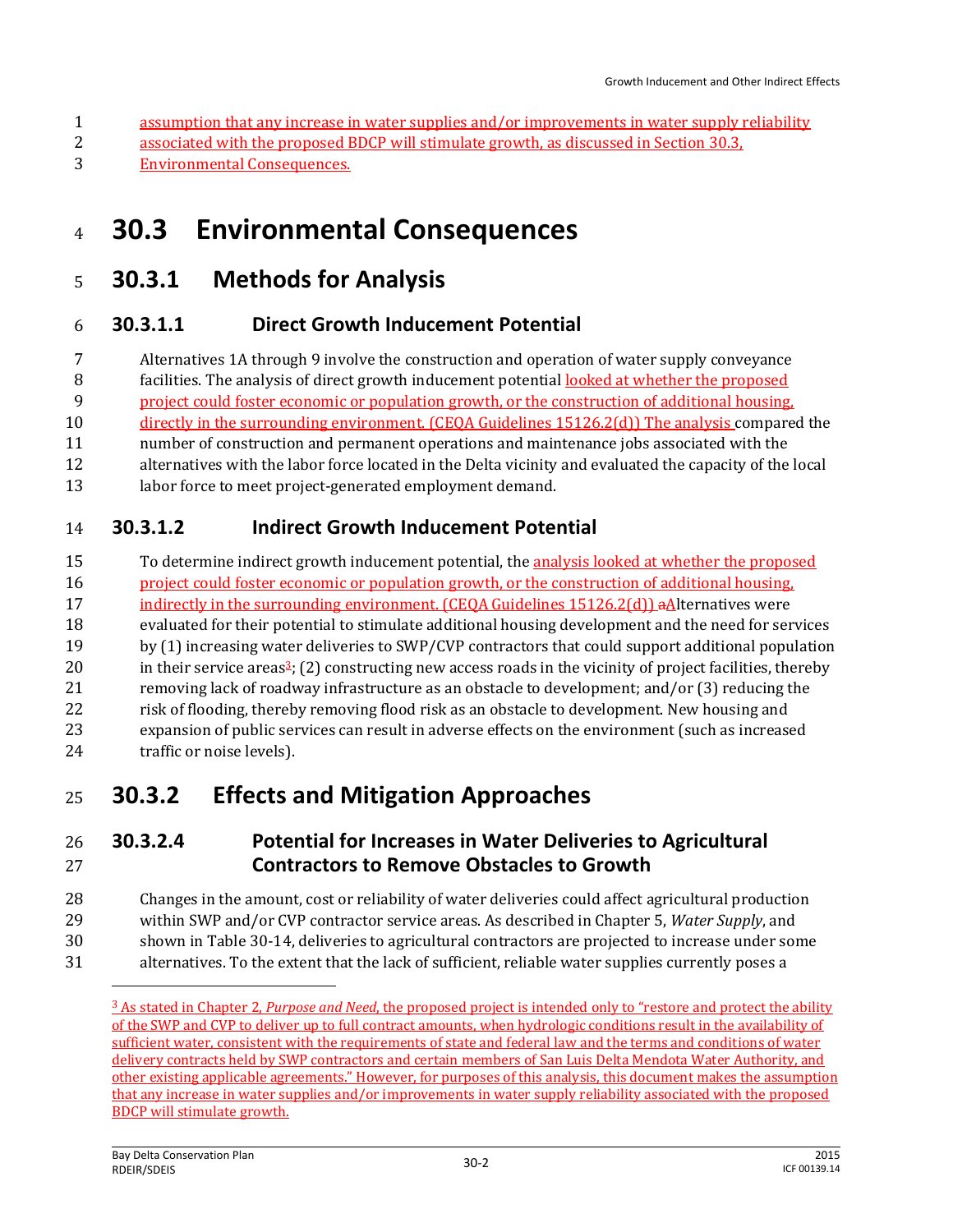assumption that any increase in water supplies and/or improvements in water supply reliability associated with the proposed BDCP will stimulate growth, as discussed in Section 30.3, Environmental Consequences.

# 30.3 Environmental Consequences

## 30.3.1 Methods for Analysis

### 30.3.1.1 Direct Growth Inducement Potential

Alternatives 1A through 9 involve the construction and operation of water supply conveyance facilities. The analysis of direct growth inducement potential looked at whether the proposed project could foster economic or population growth, or the construction of additional housing, directly in the surrounding environment. (CEQA Guidelines 15126.2(d)) The analysis compared the number of construction and permanent operations and maintenance jobs associated with the alternatives with the labor force located in the Delta vicinity and evaluated the capacity of the local labor force to meet project-generated employment demand.

### 30.3.1.2 Indirect Growth Inducement Potential

To determine indirect growth inducement potential, the analysis looked at whether the proposed project could foster economic or population growth, or the construction of additional housing, indirectly in the surrounding environment. (CEQA Guidelines 15126.2(d)) aAlternatives were evaluated for their potential to stimulate additional housing development and the need for services by (1) increasing water deliveries to SWP/CVP contractors that could support additional population in their service areas[3]; (2) constructing new access roads in the vicinity of project facilities, thereby removing lack of roadway infrastructure as an obstacle to development; and/or (3) reducing the risk of flooding, thereby removing flood risk as an obstacle to development. New housing and expansion of public services can result in adverse effects on the environment (such as increased traffic or noise levels).

## 30.3.2 Effects and Mitigation Approaches

### 30.3.2.4 Potential for Increases in Water Deliveries to Agricultural Contractors to Remove Obstacles to Growth

Changes in the amount, cost or reliability of water deliveries could affect agricultural production within SWP and/or CVP contractor service areas. As described in Chapter 5, *Water Supply*, and shown in Table 30-14, deliveries to agricultural contractors are projected to increase under some alternatives. To the extent that the lack of sufficient, reliable water supplies currently poses a

[3] As stated in Chapter 2, *Purpose and Need*, the proposed project is intended only to "restore and protect the ability of the SWP and CVP to deliver up to full contract amounts, when hydrologic conditions result in the availability of sufficient water, consistent with the requirements of state and federal law and the terms and conditions of water delivery contracts held by SWP contractors and certain members of San Luis Delta Mendota Water Authority, and other existing applicable agreements." However, for purposes of this analysis, this document makes the assumption that any increase in water supplies and/or improvements in water supply reliability associated with the proposed BDCP will stimulate growth.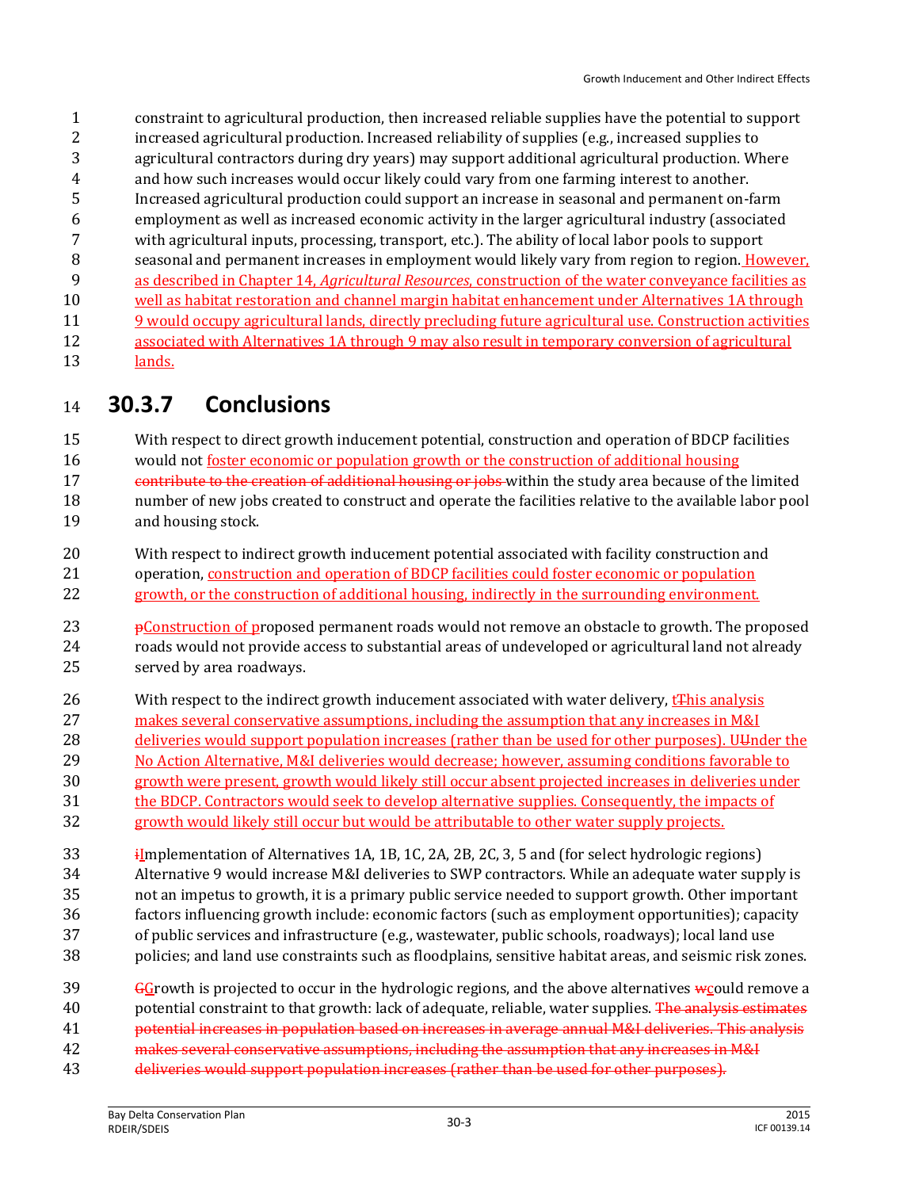constraint to agricultural production, then increased reliable supplies have the potential to support increased agricultural production. Increased reliability of supplies (e.g., increased supplies to agricultural contractors during dry years) may support additional agricultural production. Where and how such increases would occur likely could vary from one farming interest to another. Increased agricultural production could support an increase in seasonal and permanent on-farm employment as well as increased economic activity in the larger agricultural industry (associated with agricultural inputs, processing, transport, etc.). The ability of local labor pools to support seasonal and permanent increases in employment would likely vary from region to region. However, as described in Chapter 14, *Agricultural Resources*, construction of the water conveyance facilities as well as habitat restoration and channel margin habitat enhancement under Alternatives 1A through 9 would occupy agricultural lands, directly precluding future agricultural use. Construction activities associated with Alternatives 1A through 9 may also result in temporary conversion of agricultural lands.

## 30.3.7 Conclusions

With respect to direct growth inducement potential, construction and operation of BDCP facilities would not foster economic or population growth or the construction of additional housing ~~contribute to the creation of additional housing or jobs~~ within the study area because of the limited number of new jobs created to construct and operate the facilities relative to the available labor pool and housing stock.

With respect to indirect growth inducement potential associated with facility construction and operation, construction and operation of BDCP facilities could foster economic or population growth, or the construction of additional housing, indirectly in the surrounding environment.

~~p~~Construction of proposed permanent roads would not remove an obstacle to growth. The proposed roads would not provide access to substantial areas of undeveloped or agricultural land not already served by area roadways.

With respect to the indirect growth inducement associated with water delivery, t~~T~~his analysis makes several conservative assumptions, including the assumption that any increases in M&I deliveries would support population increases (rather than be used for other purposes). U~~U~~nder the No Action Alternative, M&I deliveries would decrease; however, assuming conditions favorable to growth were present, growth would likely still occur absent projected increases in deliveries under the BDCP. Contractors would seek to develop alternative supplies. Consequently, the impacts of growth would likely still occur but would be attributable to other water supply projects.

~~i~~Implementation of Alternatives 1A, 1B, 1C, 2A, 2B, 2C, 3, 5 and (for select hydrologic regions) Alternative 9 would increase M&I deliveries to SWP contractors. While an adequate water supply is not an impetus to growth, it is a primary public service needed to support growth. Other important factors influencing growth include: economic factors (such as employment opportunities); capacity of public services and infrastructure (e.g., wastewater, public schools, roadways); local land use policies; and land use constraints such as floodplains, sensitive habitat areas, and seismic risk zones.

~~G~~Growth is projected to occur in the hydrologic regions, and the above alternatives ~~w~~could remove a potential constraint to that growth: lack of adequate, reliable, water supplies. ~~The analysis estimates potential increases in population based on increases in average annual M&I deliveries. This analysis makes several conservative assumptions, including the assumption that any increases in M&I deliveries would support population increases (rather than be used for other purposes).~~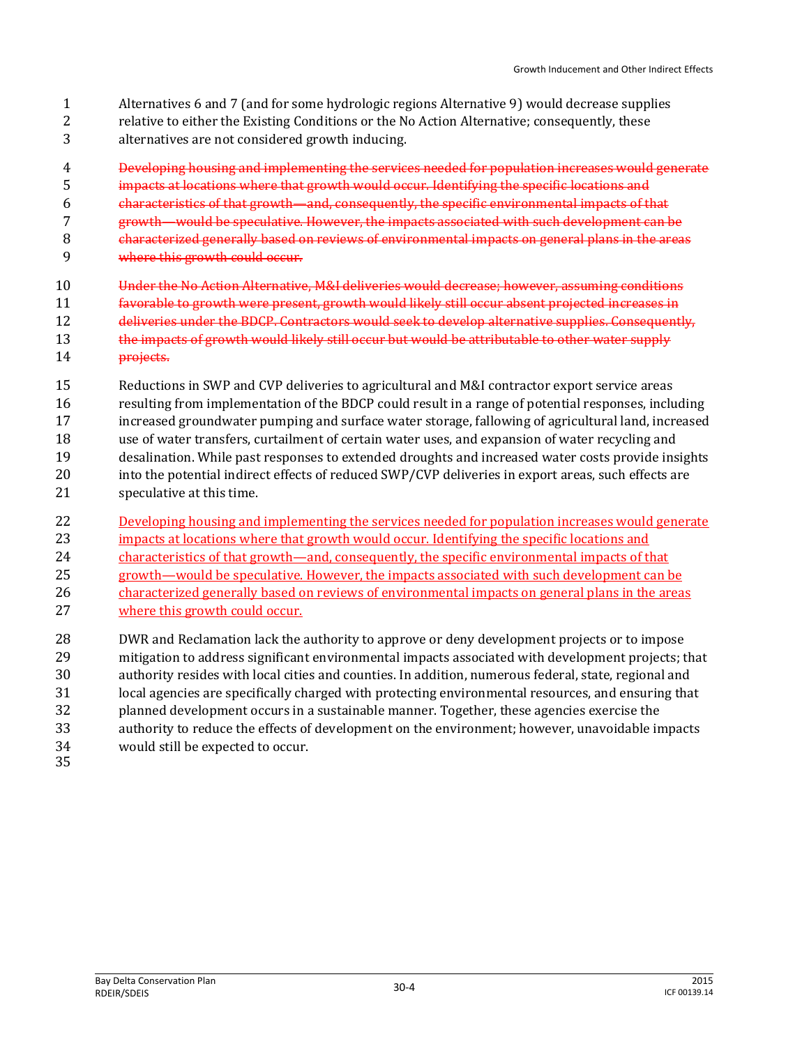Alternatives 6 and 7 (and for some hydrologic regions Alternative 9) would decrease supplies relative to either the Existing Conditions or the No Action Alternative; consequently, these alternatives are not considered growth inducing.

~~Developing housing and implementing the services needed for population increases would generate impacts at locations where that growth would occur. Identifying the specific locations and characteristics of that growth—and, consequently, the specific environmental impacts of that growth—would be speculative. However, the impacts associated with such development can be characterized generally based on reviews of environmental impacts on general plans in the areas where this growth could occur.~~

~~Under the No Action Alternative, M&I deliveries would decrease; however, assuming conditions favorable to growth were present, growth would likely still occur absent projected increases in deliveries under the BDCP. Contractors would seek to develop alternative supplies. Consequently, the impacts of growth would likely still occur but would be attributable to other water supply projects.~~

Reductions in SWP and CVP deliveries to agricultural and M&I contractor export service areas resulting from implementation of the BDCP could result in a range of potential responses, including increased groundwater pumping and surface water storage, fallowing of agricultural land, increased use of water transfers, curtailment of certain water uses, and expansion of water recycling and desalination. While past responses to extended droughts and increased water costs provide insights into the potential indirect effects of reduced SWP/CVP deliveries in export areas, such effects are speculative at this time.

<u>Developing housing and implementing the services needed for population increases would generate impacts at locations where that growth would occur. Identifying the specific locations and characteristics of that growth—and, consequently, the specific environmental impacts of that growth—would be speculative. However, the impacts associated with such development can be characterized generally based on reviews of environmental impacts on general plans in the areas where this growth could occur.</u>

DWR and Reclamation lack the authority to approve or deny development projects or to impose mitigation to address significant environmental impacts associated with development projects; that authority resides with local cities and counties. In addition, numerous federal, state, regional and local agencies are specifically charged with protecting environmental resources, and ensuring that planned development occurs in a sustainable manner. Together, these agencies exercise the authority to reduce the effects of development on the environment; however, unavoidable impacts would still be expected to occur.